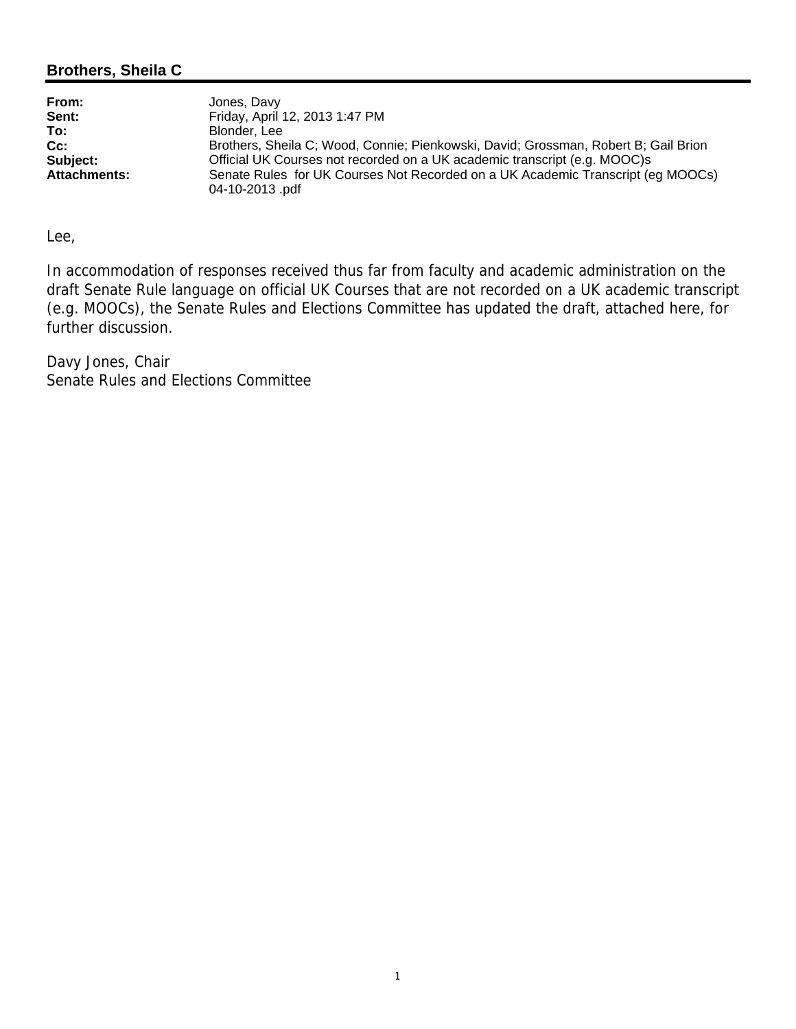**Brothers, Sheila C**

| | |
|---|---|
| **From:** | Jones, Davy |
| **Sent:** | Friday, April 12, 2013 1:47 PM |
| **To:** | Blonder, Lee |
| **Cc:** | Brothers, Sheila C; Wood, Connie; Pienkowski, David; Grossman, Robert B; Gail Brion |
| **Subject:** | Official UK Courses not recorded on a UK academic transcript (e.g. MOOC)s |
| **Attachments:** | Senate Rules for UK Courses Not Recorded on a UK Academic Transcript (eg MOOCs) 04-10-2013 .pdf |

Lee,

In accommodation of responses received thus far from faculty and academic administration on the draft Senate Rule language on official UK Courses that are not recorded on a UK academic transcript (e.g. MOOCs), the Senate Rules and Elections Committee has updated the draft, attached here, for further discussion.

Davy Jones, Chair
Senate Rules and Elections Committee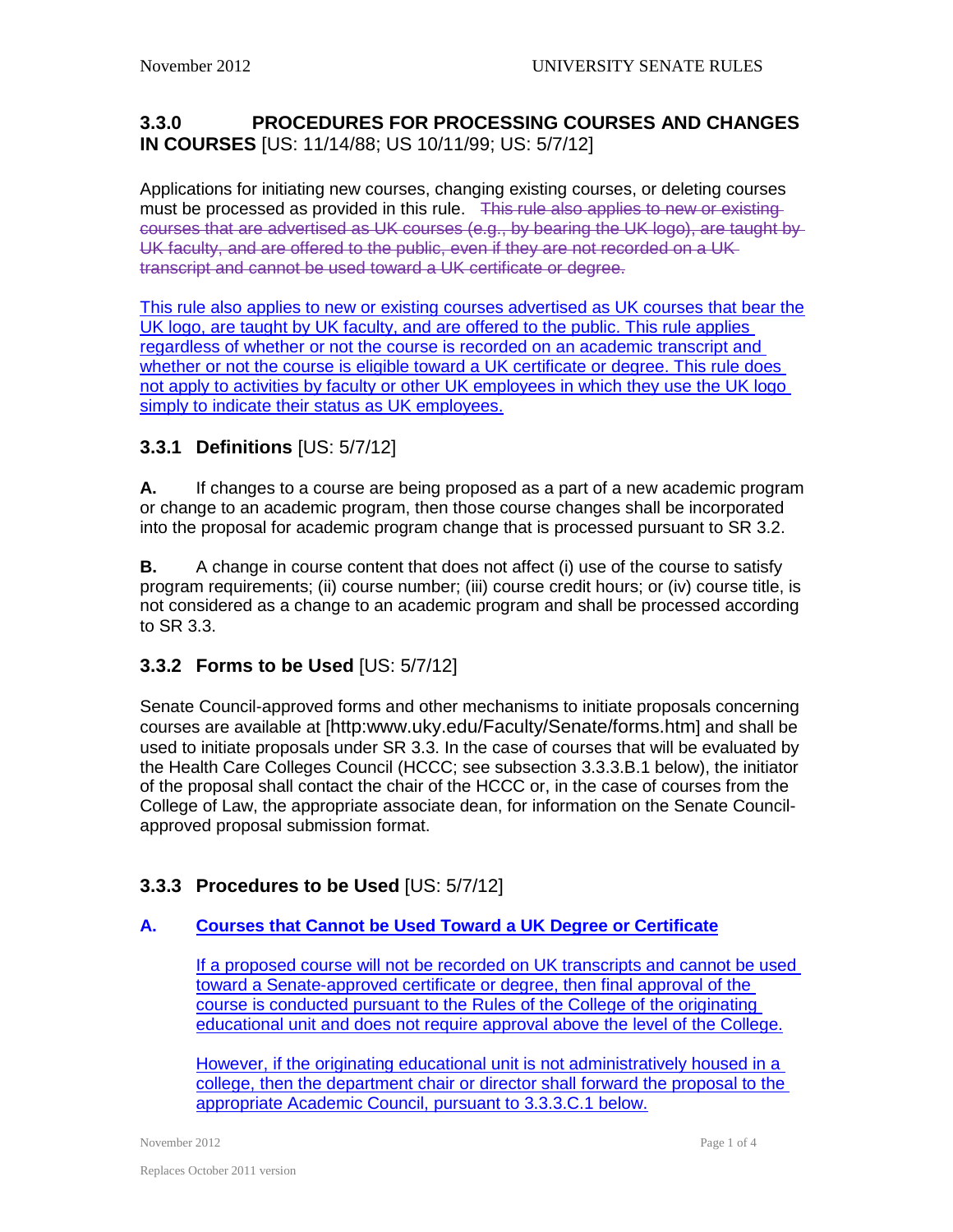## 3.3.0 PROCEDURES FOR PROCESSING COURSES AND CHANGES IN COURSES [US: 11/14/88; US 10/11/99; US: 5/7/12]

Applications for initiating new courses, changing existing courses, or deleting courses must be processed as provided in this rule. ~~This rule also applies to new or existing courses that are advertised as UK courses (e.g., by bearing the UK logo), are taught by UK faculty, and are offered to the public, even if they are not recorded on a UK transcript and cannot be used toward a UK certificate or degree.~~

This rule also applies to new or existing courses advertised as UK courses that bear the UK logo, are taught by UK faculty, and are offered to the public. This rule applies regardless of whether or not the course is recorded on an academic transcript and whether or not the course is eligible toward a UK certificate or degree. This rule does not apply to activities by faculty or other UK employees in which they use the UK logo simply to indicate their status as UK employees.

### 3.3.1 Definitions [US: 5/7/12]

**A.** If changes to a course are being proposed as a part of a new academic program or change to an academic program, then those course changes shall be incorporated into the proposal for academic program change that is processed pursuant to SR 3.2.

**B.** A change in course content that does not affect (i) use of the course to satisfy program requirements; (ii) course number; (iii) course credit hours; or (iv) course title, is not considered as a change to an academic program and shall be processed according to SR 3.3.

### 3.3.2 Forms to be Used [US: 5/7/12]

Senate Council-approved forms and other mechanisms to initiate proposals concerning courses are available at [http:www.uky.edu/Faculty/Senate/forms.htm] and shall be used to initiate proposals under SR 3.3. In the case of courses that will be evaluated by the Health Care Colleges Council (HCCC; see subsection 3.3.3.B.1 below), the initiator of the proposal shall contact the chair of the HCCC or, in the case of courses from the College of Law, the appropriate associate dean, for information on the Senate Council-approved proposal submission format.

### 3.3.3 Procedures to be Used [US: 5/7/12]

#### A. Courses that Cannot be Used Toward a UK Degree or Certificate

If a proposed course will not be recorded on UK transcripts and cannot be used toward a Senate-approved certificate or degree, then final approval of the course is conducted pursuant to the Rules of the College of the originating educational unit and does not require approval above the level of the College.

However, if the originating educational unit is not administratively housed in a college, then the department chair or director shall forward the proposal to the appropriate Academic Council, pursuant to 3.3.3.C.1 below.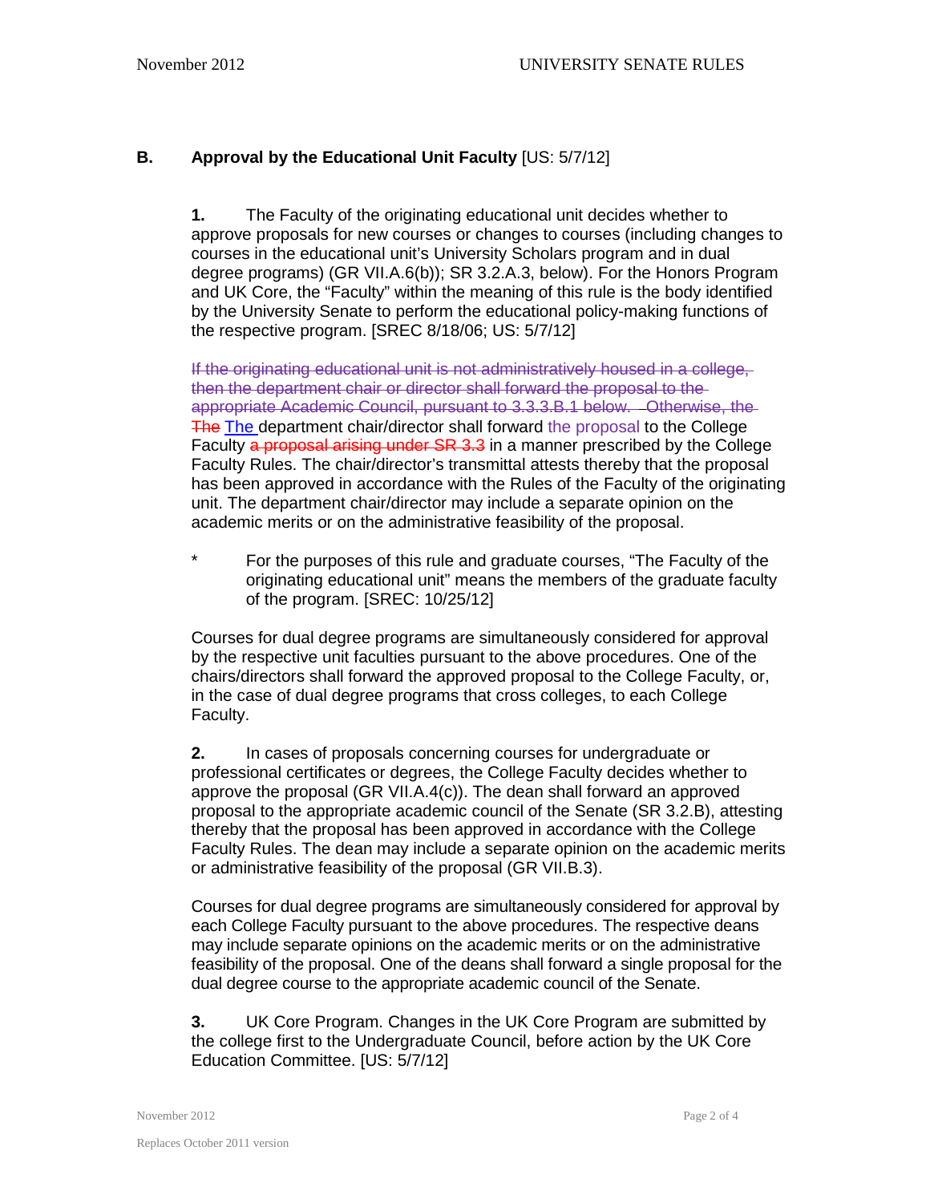## B. Approval by the Educational Unit Faculty [US: 5/7/12]

**1.** The Faculty of the originating educational unit decides whether to approve proposals for new courses or changes to courses (including changes to courses in the educational unit's University Scholars program and in dual degree programs) (GR VII.A.6(b)); SR 3.2.A.3, below). For the Honors Program and UK Core, the "Faculty" within the meaning of this rule is the body identified by the University Senate to perform the educational policy-making functions of the respective program. [SREC 8/18/06; US: 5/7/12]

~~If the originating educational unit is not administratively housed in a college, then the department chair or director shall forward the proposal to the appropriate Academic Council, pursuant to 3.3.3.B.1 below. Otherwise, the~~ ~~The~~ The department chair/director shall forward the proposal to the College Faculty ~~a proposal arising under SR 3.3~~ in a manner prescribed by the College Faculty Rules. The chair/director's transmittal attests thereby that the proposal has been approved in accordance with the Rules of the Faculty of the originating unit. The department chair/director may include a separate opinion on the academic merits or on the administrative feasibility of the proposal.

\* For the purposes of this rule and graduate courses, "The Faculty of the originating educational unit" means the members of the graduate faculty of the program. [SREC: 10/25/12]

Courses for dual degree programs are simultaneously considered for approval by the respective unit faculties pursuant to the above procedures. One of the chairs/directors shall forward the approved proposal to the College Faculty, or, in the case of dual degree programs that cross colleges, to each College Faculty.

**2.** In cases of proposals concerning courses for undergraduate or professional certificates or degrees, the College Faculty decides whether to approve the proposal (GR VII.A.4(c)). The dean shall forward an approved proposal to the appropriate academic council of the Senate (SR 3.2.B), attesting thereby that the proposal has been approved in accordance with the College Faculty Rules. The dean may include a separate opinion on the academic merits or administrative feasibility of the proposal (GR VII.B.3).

Courses for dual degree programs are simultaneously considered for approval by each College Faculty pursuant to the above procedures. The respective deans may include separate opinions on the academic merits or on the administrative feasibility of the proposal. One of the deans shall forward a single proposal for the dual degree course to the appropriate academic council of the Senate.

**3.** UK Core Program. Changes in the UK Core Program are submitted by the college first to the Undergraduate Council, before action by the UK Core Education Committee. [US: 5/7/12]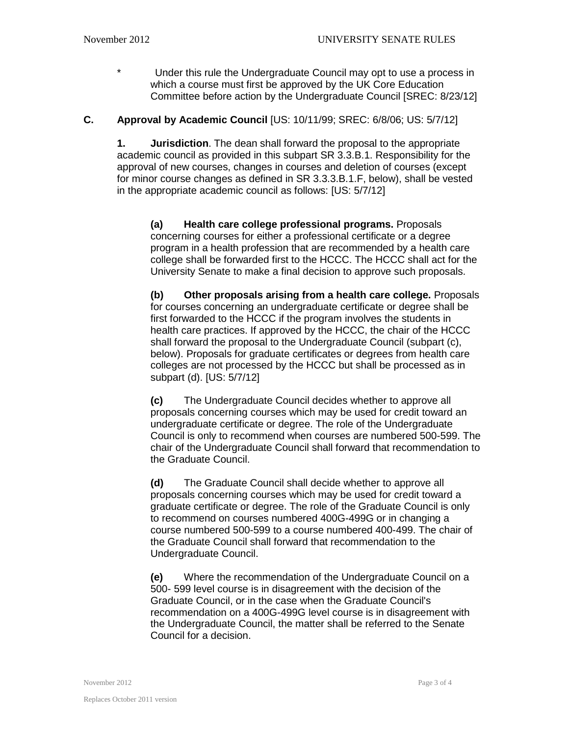\* Under this rule the Undergraduate Council may opt to use a process in which a course must first be approved by the UK Core Education Committee before action by the Undergraduate Council [SREC: 8/23/12]

**C. Approval by Academic Council** [US: 10/11/99; SREC: 6/8/06; US: 5/7/12]

**1. Jurisdiction**. The dean shall forward the proposal to the appropriate academic council as provided in this subpart SR 3.3.B.1. Responsibility for the approval of new courses, changes in courses and deletion of courses (except for minor course changes as defined in SR 3.3.3.B.1.F, below), shall be vested in the appropriate academic council as follows: [US: 5/7/12]

**(a) Health care college professional programs.** Proposals concerning courses for either a professional certificate or a degree program in a health profession that are recommended by a health care college shall be forwarded first to the HCCC. The HCCC shall act for the University Senate to make a final decision to approve such proposals.

**(b) Other proposals arising from a health care college.** Proposals for courses concerning an undergraduate certificate or degree shall be first forwarded to the HCCC if the program involves the students in health care practices. If approved by the HCCC, the chair of the HCCC shall forward the proposal to the Undergraduate Council (subpart (c), below). Proposals for graduate certificates or degrees from health care colleges are not processed by the HCCC but shall be processed as in subpart (d). [US: 5/7/12]

**(c)** The Undergraduate Council decides whether to approve all proposals concerning courses which may be used for credit toward an undergraduate certificate or degree. The role of the Undergraduate Council is only to recommend when courses are numbered 500-599. The chair of the Undergraduate Council shall forward that recommendation to the Graduate Council.

**(d)** The Graduate Council shall decide whether to approve all proposals concerning courses which may be used for credit toward a graduate certificate or degree. The role of the Graduate Council is only to recommend on courses numbered 400G-499G or in changing a course numbered 500-599 to a course numbered 400-499. The chair of the Graduate Council shall forward that recommendation to the Undergraduate Council.

**(e)** Where the recommendation of the Undergraduate Council on a 500- 599 level course is in disagreement with the decision of the Graduate Council, or in the case when the Graduate Council's recommendation on a 400G-499G level course is in disagreement with the Undergraduate Council, the matter shall be referred to the Senate Council for a decision.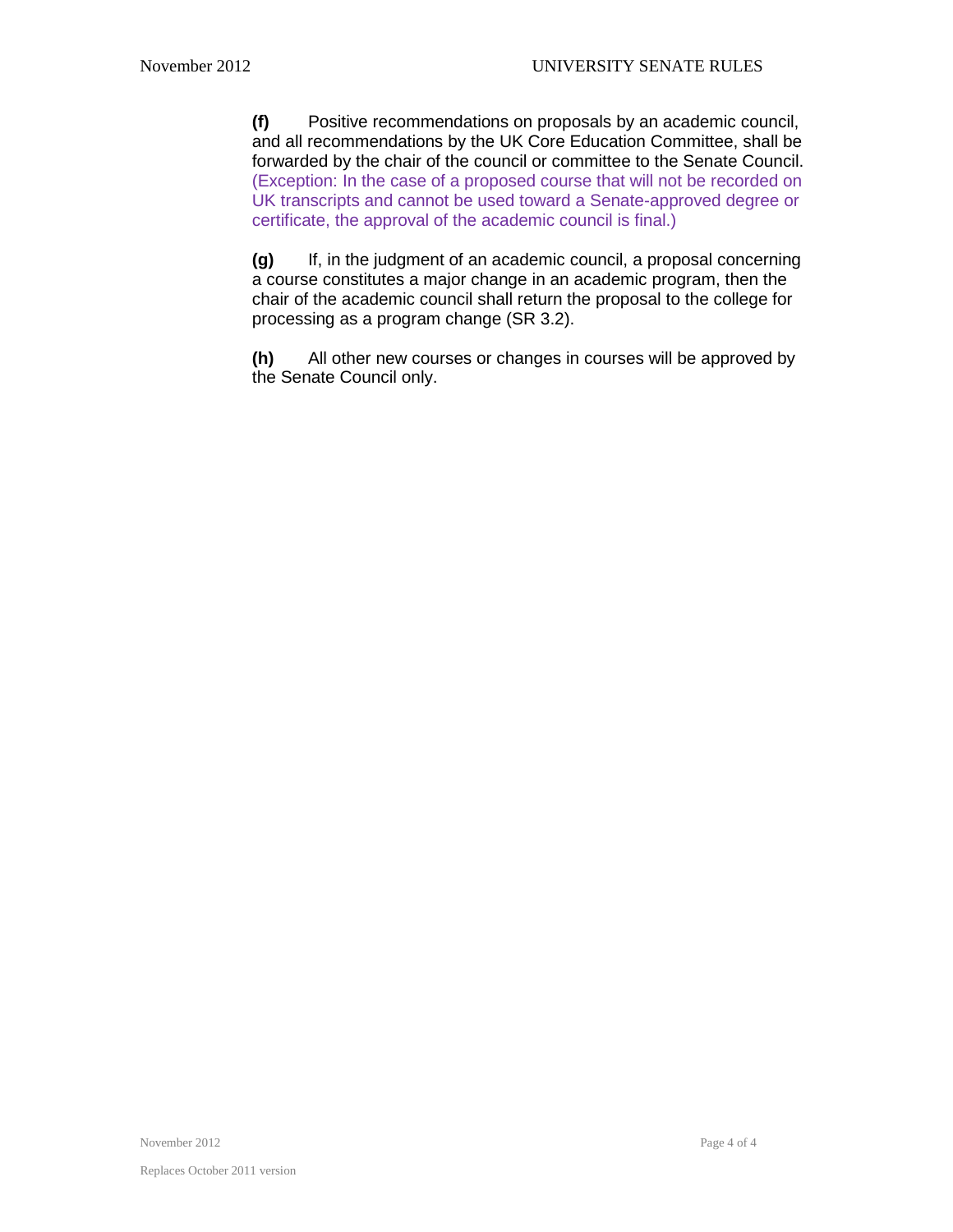**(f)** Positive recommendations on proposals by an academic council, and all recommendations by the UK Core Education Committee, shall be forwarded by the chair of the council or committee to the Senate Council. (Exception: In the case of a proposed course that will not be recorded on UK transcripts and cannot be used toward a Senate-approved degree or certificate, the approval of the academic council is final.)

**(g)** If, in the judgment of an academic council, a proposal concerning a course constitutes a major change in an academic program, then the chair of the academic council shall return the proposal to the college for processing as a program change (SR 3.2).

**(h)** All other new courses or changes in courses will be approved by the Senate Council only.

Replaces October 2011 version